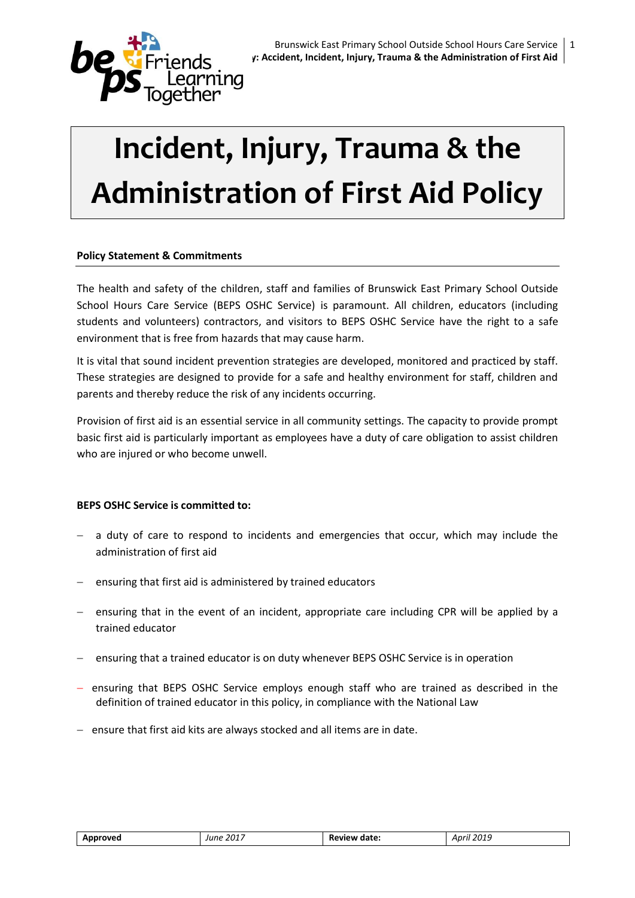# Incident, Injury, Trauma & the Administration of First Aid Policy

**Policy Statement & Commitments**

The health and safety of the children, staff and families of Brunswick East Primary School Outside School Hours Care Service (BEPS OSHC Service) is paramount. All children, educators (including students and volunteers) contractors, and visitors to BEPS OSHC Service have the right to a safe environment that is free from hazards that may cause harm.

It is vital that sound incident prevention strategies are developed, monitored and practiced by staff. These strategies are designed to provide for a safe and healthy environment for staff, children and parents and thereby reduce the risk of any incidents occurring.

Provision of first aid is an essential service in all community settings. The capacity to provide prompt basic first aid is particularly important as employees have a duty of care obligation to assist children who are injured or who become unwell.

**BEPS OSHC Service is committed to:**

- a duty of care to respond to incidents and emergencies that occur, which may include the administration of first aid
- ensuring that first aid is administered by trained educators
- ensuring that in the event of an incident, appropriate care including CPR will be applied by a trained educator
- ensuring that a trained educator is on duty whenever BEPS OSHC Service is in operation
- ensuring that BEPS OSHC Service employs enough staff who are trained as described in the definition of trained educator in this policy, in compliance with the National Law
- ensure that first aid kits are always stocked and all items are in date.

| Approved | June 2017 | Review date: | April 2019 |
|---|---|---|---|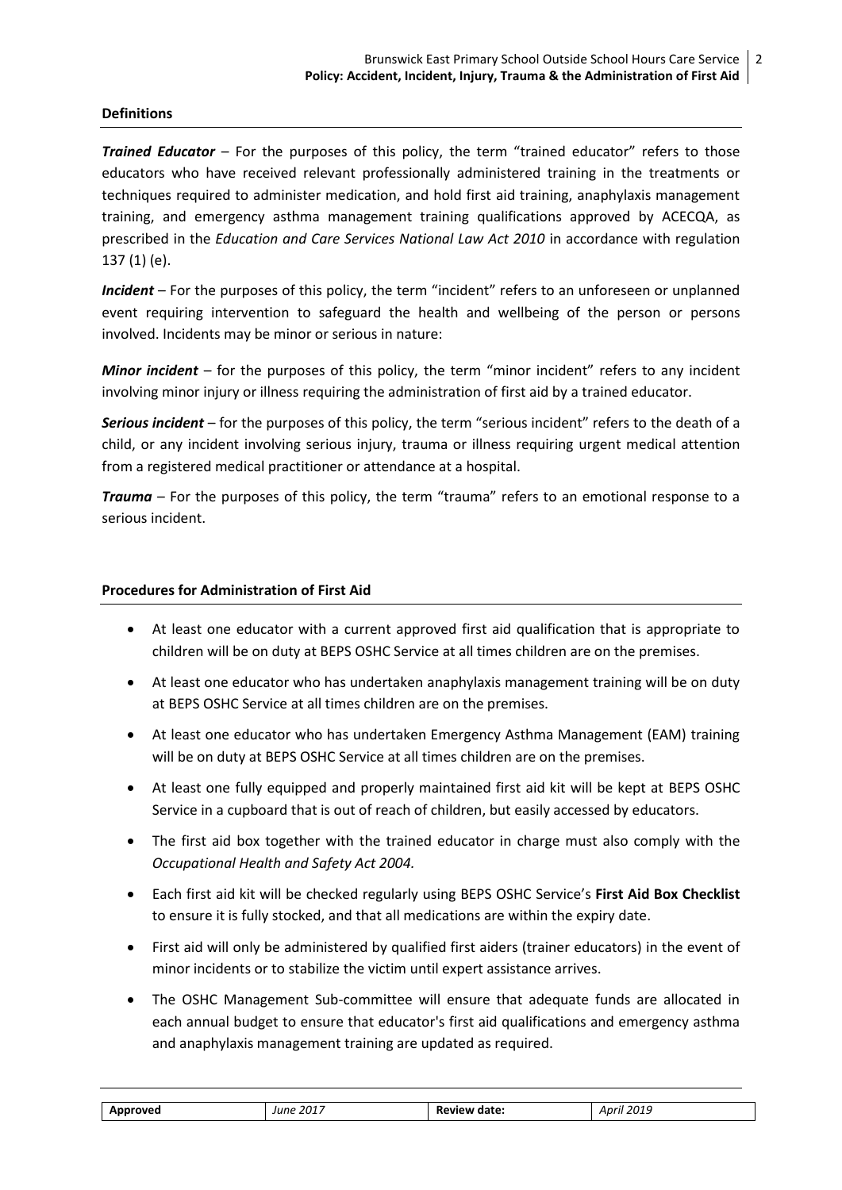**Definitions**

***Trained Educator*** – For the purposes of this policy, the term "trained educator" refers to those educators who have received relevant professionally administered training in the treatments or techniques required to administer medication, and hold first aid training, anaphylaxis management training, and emergency asthma management training qualifications approved by ACECQA, as prescribed in the *Education and Care Services National Law Act 2010* in accordance with regulation 137 (1) (e).

***Incident*** – For the purposes of this policy, the term "incident" refers to an unforeseen or unplanned event requiring intervention to safeguard the health and wellbeing of the person or persons involved. Incidents may be minor or serious in nature:

***Minor incident*** – for the purposes of this policy, the term "minor incident" refers to any incident involving minor injury or illness requiring the administration of first aid by a trained educator.

***Serious incident*** – for the purposes of this policy, the term "serious incident" refers to the death of a child, or any incident involving serious injury, trauma or illness requiring urgent medical attention from a registered medical practitioner or attendance at a hospital.

***Trauma*** – For the purposes of this policy, the term "trauma" refers to an emotional response to a serious incident.

**Procedures for Administration of First Aid**

- At least one educator with a current approved first aid qualification that is appropriate to children will be on duty at BEPS OSHC Service at all times children are on the premises.
- At least one educator who has undertaken anaphylaxis management training will be on duty at BEPS OSHC Service at all times children are on the premises.
- At least one educator who has undertaken Emergency Asthma Management (EAM) training will be on duty at BEPS OSHC Service at all times children are on the premises.
- At least one fully equipped and properly maintained first aid kit will be kept at BEPS OSHC Service in a cupboard that is out of reach of children, but easily accessed by educators.
- The first aid box together with the trained educator in charge must also comply with the *Occupational Health and Safety Act 2004.*
- Each first aid kit will be checked regularly using BEPS OSHC Service's **First Aid Box Checklist** to ensure it is fully stocked, and that all medications are within the expiry date.
- First aid will only be administered by qualified first aiders (trainer educators) in the event of minor incidents or to stabilize the victim until expert assistance arrives.
- The OSHC Management Sub-committee will ensure that adequate funds are allocated in each annual budget to ensure that educator's first aid qualifications and emergency asthma and anaphylaxis management training are updated as required.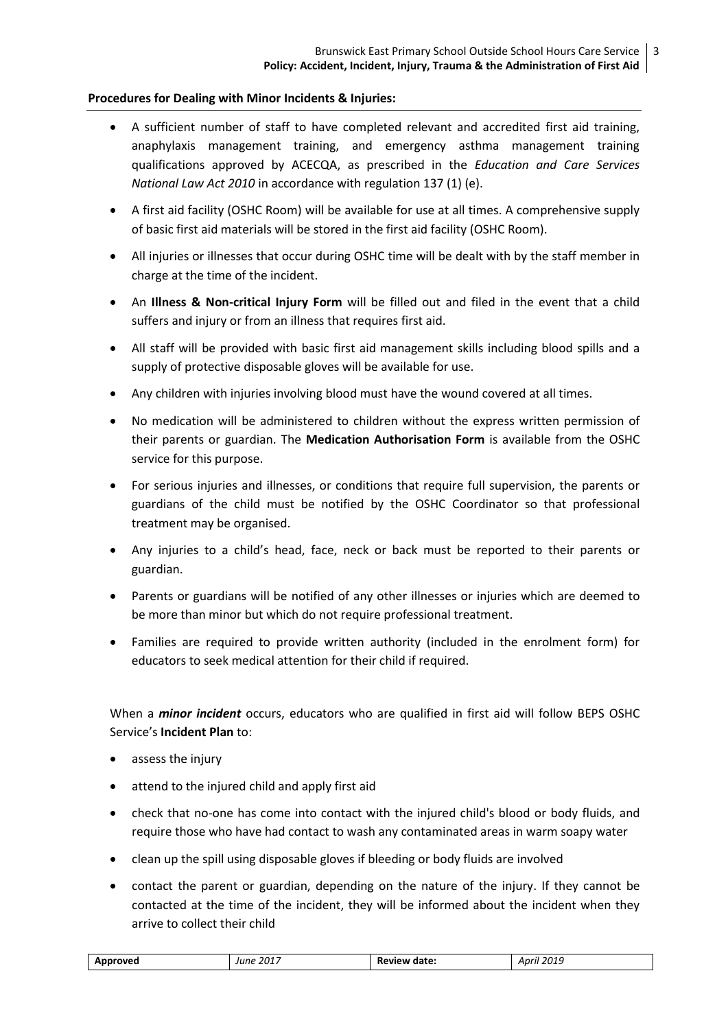**Procedures for Dealing with Minor Incidents & Injuries:**

- A sufficient number of staff to have completed relevant and accredited first aid training, anaphylaxis management training, and emergency asthma management training qualifications approved by ACECQA, as prescribed in the *Education and Care Services National Law Act 2010* in accordance with regulation 137 (1) (e).
- A first aid facility (OSHC Room) will be available for use at all times. A comprehensive supply of basic first aid materials will be stored in the first aid facility (OSHC Room).
- All injuries or illnesses that occur during OSHC time will be dealt with by the staff member in charge at the time of the incident.
- An **Illness & Non-critical Injury Form** will be filled out and filed in the event that a child suffers and injury or from an illness that requires first aid.
- All staff will be provided with basic first aid management skills including blood spills and a supply of protective disposable gloves will be available for use.
- Any children with injuries involving blood must have the wound covered at all times.
- No medication will be administered to children without the express written permission of their parents or guardian. The **Medication Authorisation Form** is available from the OSHC service for this purpose.
- For serious injuries and illnesses, or conditions that require full supervision, the parents or guardians of the child must be notified by the OSHC Coordinator so that professional treatment may be organised.
- Any injuries to a child's head, face, neck or back must be reported to their parents or guardian.
- Parents or guardians will be notified of any other illnesses or injuries which are deemed to be more than minor but which do not require professional treatment.
- Families are required to provide written authority (included in the enrolment form) for educators to seek medical attention for their child if required.

When a ***minor incident*** occurs, educators who are qualified in first aid will follow BEPS OSHC Service's **Incident Plan** to:

- assess the injury
- attend to the injured child and apply first aid
- check that no-one has come into contact with the injured child's blood or body fluids, and require those who have had contact to wash any contaminated areas in warm soapy water
- clean up the spill using disposable gloves if bleeding or body fluids are involved
- contact the parent or guardian, depending on the nature of the injury. If they cannot be contacted at the time of the incident, they will be informed about the incident when they arrive to collect their child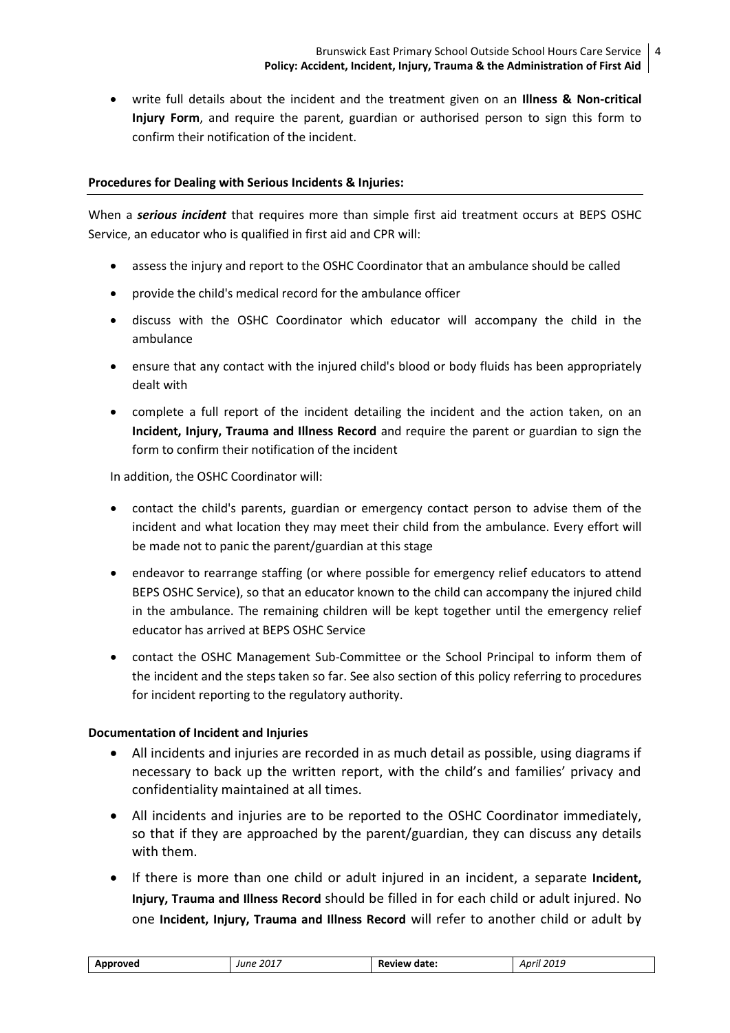- write full details about the incident and the treatment given on an **Illness & Non-critical Injury Form**, and require the parent, guardian or authorised person to sign this form to confirm their notification of the incident.

**Procedures for Dealing with Serious Incidents & Injuries:**

When a ***serious incident*** that requires more than simple first aid treatment occurs at BEPS OSHC Service, an educator who is qualified in first aid and CPR will:

- assess the injury and report to the OSHC Coordinator that an ambulance should be called
- provide the child's medical record for the ambulance officer
- discuss with the OSHC Coordinator which educator will accompany the child in the ambulance
- ensure that any contact with the injured child's blood or body fluids has been appropriately dealt with
- complete a full report of the incident detailing the incident and the action taken, on an **Incident, Injury, Trauma and Illness Record** and require the parent or guardian to sign the form to confirm their notification of the incident

In addition, the OSHC Coordinator will:

- contact the child's parents, guardian or emergency contact person to advise them of the incident and what location they may meet their child from the ambulance. Every effort will be made not to panic the parent/guardian at this stage
- endeavor to rearrange staffing (or where possible for emergency relief educators to attend BEPS OSHC Service), so that an educator known to the child can accompany the injured child in the ambulance. The remaining children will be kept together until the emergency relief educator has arrived at BEPS OSHC Service
- contact the OSHC Management Sub-Committee or the School Principal to inform them of the incident and the steps taken so far. See also section of this policy referring to procedures for incident reporting to the regulatory authority.

**Documentation of Incident and Injuries**

- All incidents and injuries are recorded in as much detail as possible, using diagrams if necessary to back up the written report, with the child's and families' privacy and confidentiality maintained at all times.
- All incidents and injuries are to be reported to the OSHC Coordinator immediately, so that if they are approached by the parent/guardian, they can discuss any details with them.
- If there is more than one child or adult injured in an incident, a separate **Incident, Injury, Trauma and Illness Record** should be filled in for each child or adult injured. No one **Incident, Injury, Trauma and Illness Record** will refer to another child or adult by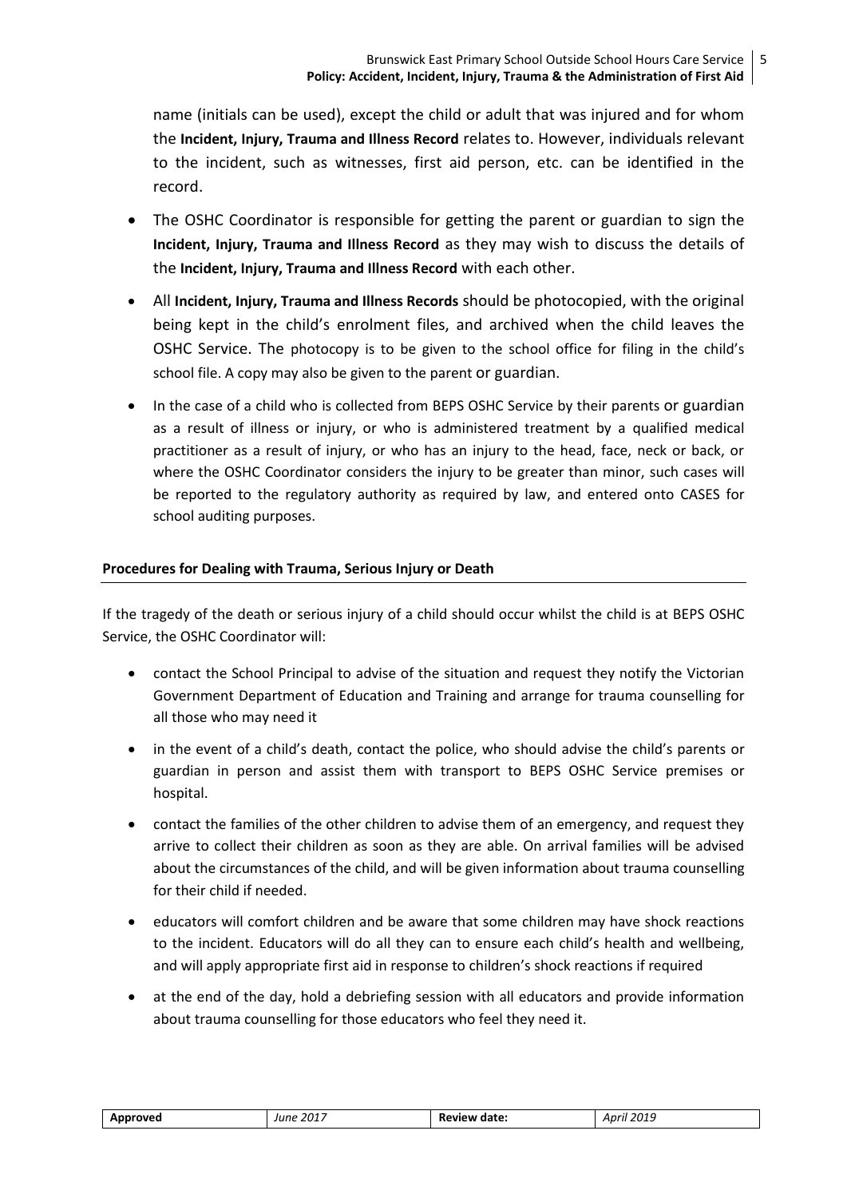name (initials can be used), except the child or adult that was injured and for whom the **Incident, Injury, Trauma and Illness Record** relates to. However, individuals relevant to the incident, such as witnesses, first aid person, etc. can be identified in the record.

- The OSHC Coordinator is responsible for getting the parent or guardian to sign the **Incident, Injury, Trauma and Illness Record** as they may wish to discuss the details of the **Incident, Injury, Trauma and Illness Record** with each other.
- All **Incident, Injury, Trauma and Illness Records** should be photocopied, with the original being kept in the child's enrolment files, and archived when the child leaves the OSHC Service. The photocopy is to be given to the school office for filing in the child's school file. A copy may also be given to the parent or guardian.
- In the case of a child who is collected from BEPS OSHC Service by their parents or guardian as a result of illness or injury, or who is administered treatment by a qualified medical practitioner as a result of injury, or who has an injury to the head, face, neck or back, or where the OSHC Coordinator considers the injury to be greater than minor, such cases will be reported to the regulatory authority as required by law, and entered onto CASES for school auditing purposes.

**Procedures for Dealing with Trauma, Serious Injury or Death**

If the tragedy of the death or serious injury of a child should occur whilst the child is at BEPS OSHC Service, the OSHC Coordinator will:

- contact the School Principal to advise of the situation and request they notify the Victorian Government Department of Education and Training and arrange for trauma counselling for all those who may need it
- in the event of a child's death, contact the police, who should advise the child's parents or guardian in person and assist them with transport to BEPS OSHC Service premises or hospital.
- contact the families of the other children to advise them of an emergency, and request they arrive to collect their children as soon as they are able. On arrival families will be advised about the circumstances of the child, and will be given information about trauma counselling for their child if needed.
- educators will comfort children and be aware that some children may have shock reactions to the incident. Educators will do all they can to ensure each child's health and wellbeing, and will apply appropriate first aid in response to children's shock reactions if required
- at the end of the day, hold a debriefing session with all educators and provide information about trauma counselling for those educators who feel they need it.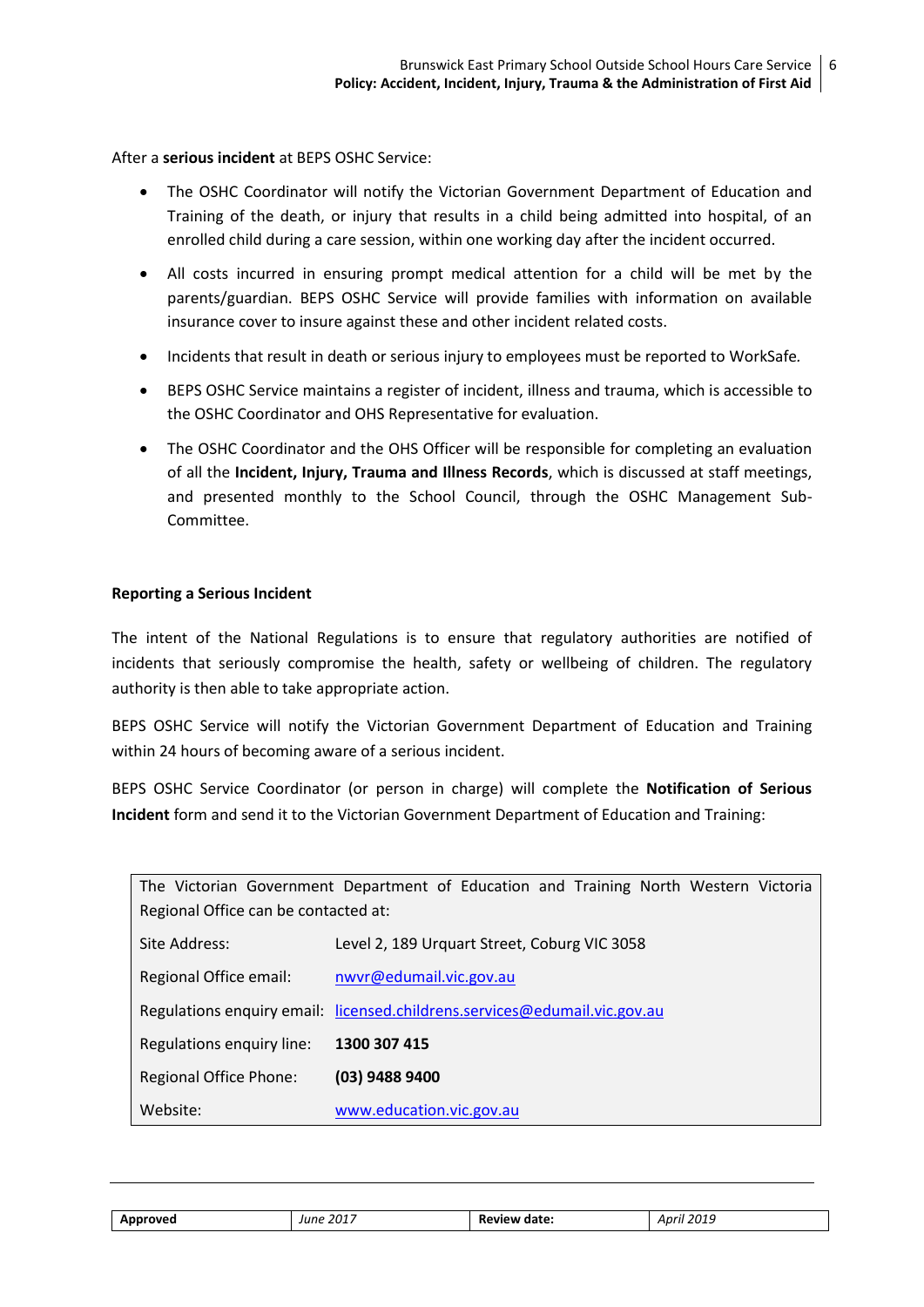After a **serious incident** at BEPS OSHC Service:

- The OSHC Coordinator will notify the Victorian Government Department of Education and Training of the death, or injury that results in a child being admitted into hospital, of an enrolled child during a care session, within one working day after the incident occurred.
- All costs incurred in ensuring prompt medical attention for a child will be met by the parents/guardian. BEPS OSHC Service will provide families with information on available insurance cover to insure against these and other incident related costs.
- Incidents that result in death or serious injury to employees must be reported to WorkSafe.
- BEPS OSHC Service maintains a register of incident, illness and trauma, which is accessible to the OSHC Coordinator and OHS Representative for evaluation.
- The OSHC Coordinator and the OHS Officer will be responsible for completing an evaluation of all the **Incident, Injury, Trauma and Illness Records**, which is discussed at staff meetings, and presented monthly to the School Council, through the OSHC Management Sub-Committee.

**Reporting a Serious Incident**

The intent of the National Regulations is to ensure that regulatory authorities are notified of incidents that seriously compromise the health, safety or wellbeing of children. The regulatory authority is then able to take appropriate action.

BEPS OSHC Service will notify the Victorian Government Department of Education and Training within 24 hours of becoming aware of a serious incident.

BEPS OSHC Service Coordinator (or person in charge) will complete the **Notification of Serious Incident** form and send it to the Victorian Government Department of Education and Training:

| The Victorian Government Department of Education and Training North Western Victoria Regional Office can be contacted at: | |
|---|---|
| Site Address: | Level 2, 189 Urquart Street, Coburg VIC 3058 |
| Regional Office email: | nwvr@edumail.vic.gov.au |
| Regulations enquiry email: | licensed.childrens.services@edumail.vic.gov.au |
| Regulations enquiry line: | **1300 307 415** |
| Regional Office Phone: | **(03) 9488 9400** |
| Website: | www.education.vic.gov.au |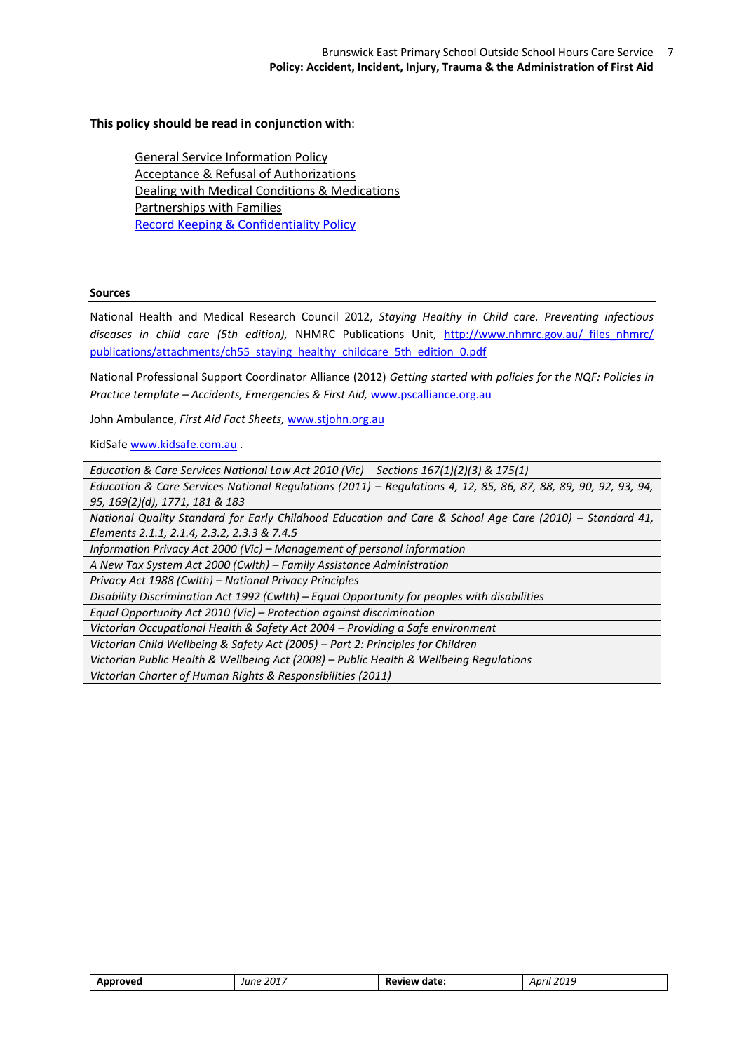**<u>This policy should be read in conjunction with</u>**:

General Service Information Policy
Acceptance & Refusal of Authorizations
Dealing with Medical Conditions & Medications
Partnerships with Families
Record Keeping & Confidentiality Policy

**Sources**

National Health and Medical Research Council 2012, *Staying Healthy in Child care. Preventing infectious diseases in child care (5th edition),* NHMRC Publications Unit, http://www.nhmrc.gov.au/_files_nhmrc/publications/attachments/ch55_staying_healthy_childcare_5th_edition_0.pdf

National Professional Support Coordinator Alliance (2012) *Getting started with policies for the NQF: Policies in Practice template – Accidents, Emergencies & First Aid,* www.pscalliance.org.au

John Ambulance, *First Aid Fact Sheets,* www.stjohn.org.au

KidSafe www.kidsafe.com.au .

| |
|---|
| *Education & Care Services National Law Act 2010 (Vic) – Sections 167(1)(2)(3) & 175(1)* |
| *Education & Care Services National Regulations (2011) – Regulations 4, 12, 85, 86, 87, 88, 89, 90, 92, 93, 94, 95, 169(2)(d), 1771, 181 & 183* |
| *National Quality Standard for Early Childhood Education and Care & School Age Care (2010) – Standard 41, Elements 2.1.1, 2.1.4, 2.3.2, 2.3.3 & 7.4.5* |
| *Information Privacy Act 2000 (Vic) – Management of personal information* |
| *A New Tax System Act 2000 (Cwlth) – Family Assistance Administration* |
| *Privacy Act 1988 (Cwlth) – National Privacy Principles* |
| *Disability Discrimination Act 1992 (Cwlth) – Equal Opportunity for peoples with disabilities* |
| *Equal Opportunity Act 2010 (Vic) – Protection against discrimination* |
| *Victorian Occupational Health & Safety Act 2004 – Providing a Safe environment* |
| *Victorian Child Wellbeing & Safety Act (2005) – Part 2: Principles for Children* |
| *Victorian Public Health & Wellbeing Act (2008) – Public Health & Wellbeing Regulations* |
| *Victorian Charter of Human Rights & Responsibilities (2011)* |

| | | | |
|---|---|---|---|
| **Approved** | *June 2017* | **Review date:** | *April 2019* |